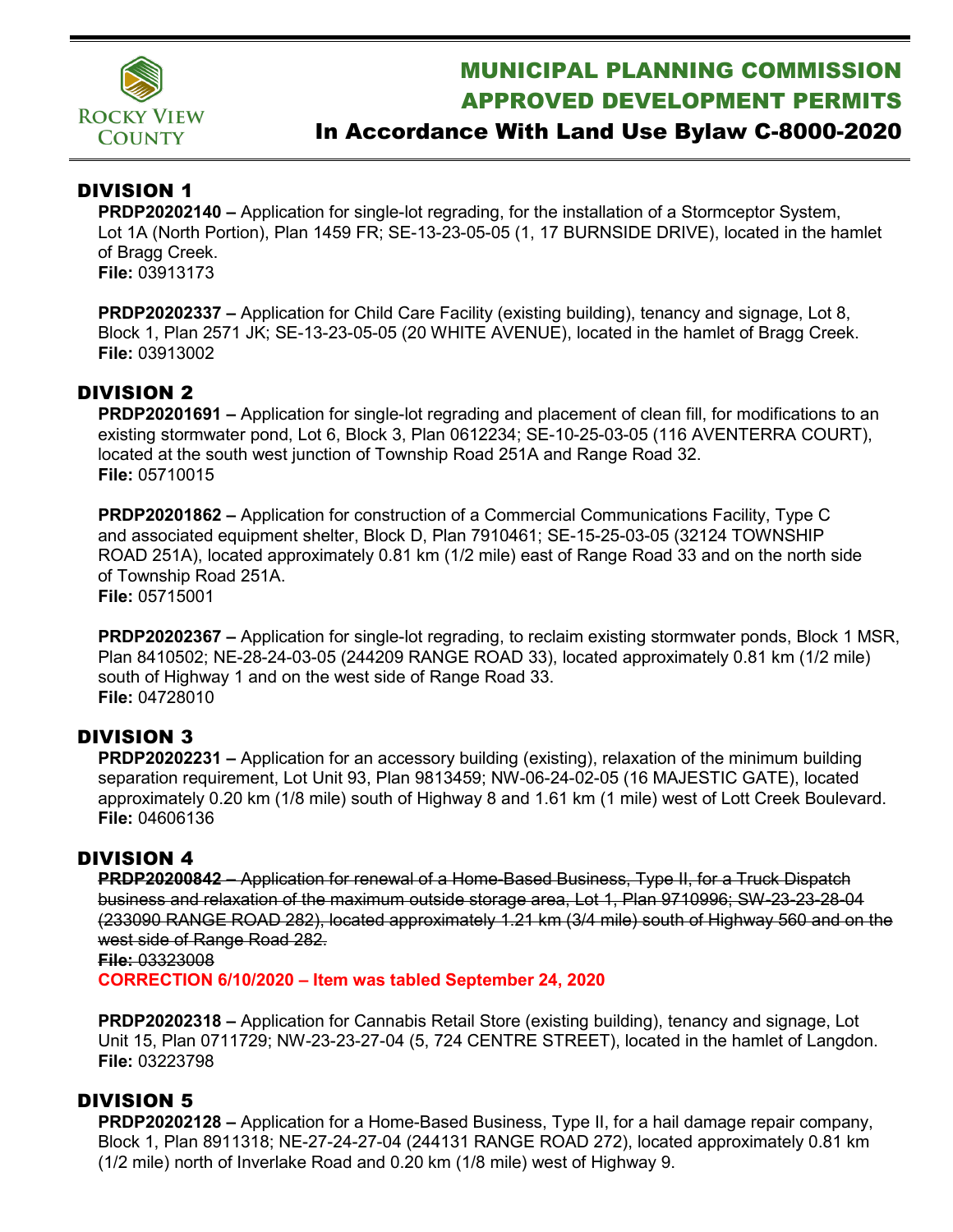# MUNICIPAL PLANNING COMMISSION APPROVED DEVELOPMENT PERMITS

## In Accordance With Land Use Bylaw C-8000-2020

## DIVISION 1

**PRDP20202140 –** Application for single-lot regrading, for the installation of a Stormceptor System, Lot 1A (North Portion), Plan 1459 FR; SE-13-23-05-05 (1, 17 BURNSIDE DRIVE), located in the hamlet of Bragg Creek.
**File:** 03913173

**PRDP20202337 –** Application for Child Care Facility (existing building), tenancy and signage, Lot 8, Block 1, Plan 2571 JK; SE-13-23-05-05 (20 WHITE AVENUE), located in the hamlet of Bragg Creek.
**File:** 03913002

## DIVISION 2

**PRDP20201691 –** Application for single-lot regrading and placement of clean fill, for modifications to an existing stormwater pond, Lot 6, Block 3, Plan 0612234; SE-10-25-03-05 (116 AVENTERRA COURT), located at the south west junction of Township Road 251A and Range Road 32.
**File:** 05710015

**PRDP20201862 –** Application for construction of a Commercial Communications Facility, Type C and associated equipment shelter, Block D, Plan 7910461; SE-15-25-03-05 (32124 TOWNSHIP ROAD 251A), located approximately 0.81 km (1/2 mile) east of Range Road 33 and on the north side of Township Road 251A.
**File:** 05715001

**PRDP20202367 –** Application for single-lot regrading, to reclaim existing stormwater ponds, Block 1 MSR, Plan 8410502; NE-28-24-03-05 (244209 RANGE ROAD 33), located approximately 0.81 km (1/2 mile) south of Highway 1 and on the west side of Range Road 33.
**File:** 04728010

## DIVISION 3

**PRDP20202231 –** Application for an accessory building (existing), relaxation of the minimum building separation requirement, Lot Unit 93, Plan 9813459; NW-06-24-02-05 (16 MAJESTIC GATE), located approximately 0.20 km (1/8 mile) south of Highway 8 and 1.61 km (1 mile) west of Lott Creek Boulevard.
**File:** 04606136

## DIVISION 4

~~**PRDP20200842** – Application for renewal of a Home-Based Business, Type II, for a Truck Dispatch business and relaxation of the maximum outside storage area, Lot 1, Plan 9710996; SW-23-23-28-04 (233090 RANGE ROAD 282), located approximately 1.21 km (3/4 mile) south of Highway 560 and on the west side of Range Road 282.~~
~~**File:** 03323008~~
**CORRECTION 6/10/2020 – Item was tabled September 24, 2020**

**PRDP20202318 –** Application for Cannabis Retail Store (existing building), tenancy and signage, Lot Unit 15, Plan 0711729; NW-23-23-27-04 (5, 724 CENTRE STREET), located in the hamlet of Langdon.
**File:** 03223798

## DIVISION 5

**PRDP20202128 –** Application for a Home-Based Business, Type II, for a hail damage repair company, Block 1, Plan 8911318; NE-27-24-27-04 (244131 RANGE ROAD 272), located approximately 0.81 km (1/2 mile) north of Inverlake Road and 0.20 km (1/8 mile) west of Highway 9.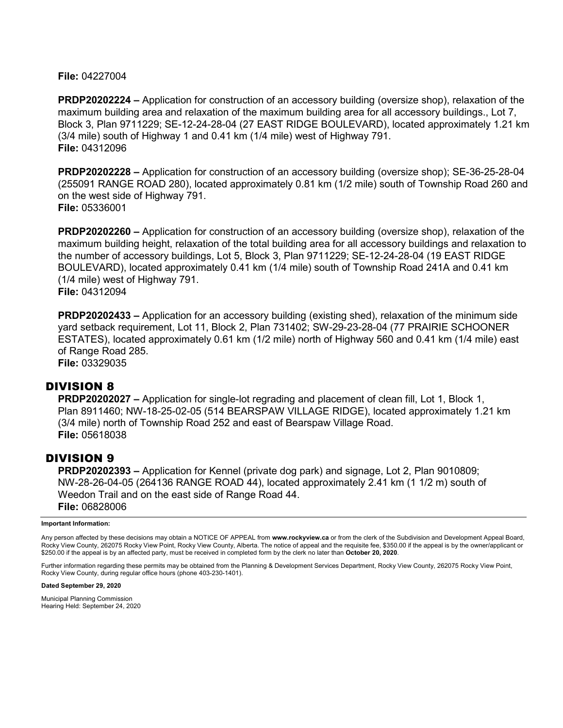**File:** 04227004

**PRDP20202224 –** Application for construction of an accessory building (oversize shop), relaxation of the maximum building area and relaxation of the maximum building area for all accessory buildings., Lot 7, Block 3, Plan 9711229; SE-12-24-28-04 (27 EAST RIDGE BOULEVARD), located approximately 1.21 km (3/4 mile) south of Highway 1 and 0.41 km (1/4 mile) west of Highway 791.
**File:** 04312096

**PRDP20202228 –** Application for construction of an accessory building (oversize shop); SE-36-25-28-04 (255091 RANGE ROAD 280), located approximately 0.81 km (1/2 mile) south of Township Road 260 and on the west side of Highway 791.
**File:** 05336001

**PRDP20202260 –** Application for construction of an accessory building (oversize shop), relaxation of the maximum building height, relaxation of the total building area for all accessory buildings and relaxation to the number of accessory buildings, Lot 5, Block 3, Plan 9711229; SE-12-24-28-04 (19 EAST RIDGE BOULEVARD), located approximately 0.41 km (1/4 mile) south of Township Road 241A and 0.41 km (1/4 mile) west of Highway 791.
**File:** 04312094

**PRDP20202433 –** Application for an accessory building (existing shed), relaxation of the minimum side yard setback requirement, Lot 11, Block 2, Plan 731402; SW-29-23-28-04 (77 PRAIRIE SCHOONER ESTATES), located approximately 0.61 km (1/2 mile) north of Highway 560 and 0.41 km (1/4 mile) east of Range Road 285.
**File:** 03329035

## DIVISION 8

**PRDP20202027 –** Application for single-lot regrading and placement of clean fill, Lot 1, Block 1, Plan 8911460; NW-18-25-02-05 (514 BEARSPAW VILLAGE RIDGE), located approximately 1.21 km (3/4 mile) north of Township Road 252 and east of Bearspaw Village Road.
**File:** 05618038

## DIVISION 9

**PRDP20202393 –** Application for Kennel (private dog park) and signage, Lot 2, Plan 9010809; NW-28-26-04-05 (264136 RANGE ROAD 44), located approximately 2.41 km (1 1/2 m) south of Weedon Trail and on the east side of Range Road 44.
**File:** 06828006

---

**Important Information:**

Any person affected by these decisions may obtain a NOTICE OF APPEAL from **www.rockyview.ca** or from the clerk of the Subdivision and Development Appeal Board, Rocky View County, 262075 Rocky View Point, Rocky View County, Alberta. The notice of appeal and the requisite fee, $350.00 if the appeal is by the owner/applicant or $250.00 if the appeal is by an affected party, must be received in completed form by the clerk no later than **October 20, 2020**.

Further information regarding these permits may be obtained from the Planning & Development Services Department, Rocky View County, 262075 Rocky View Point, Rocky View County, during regular office hours (phone 403-230-1401).

**Dated September 29, 2020**

Municipal Planning Commission
Hearing Held: September 24, 2020